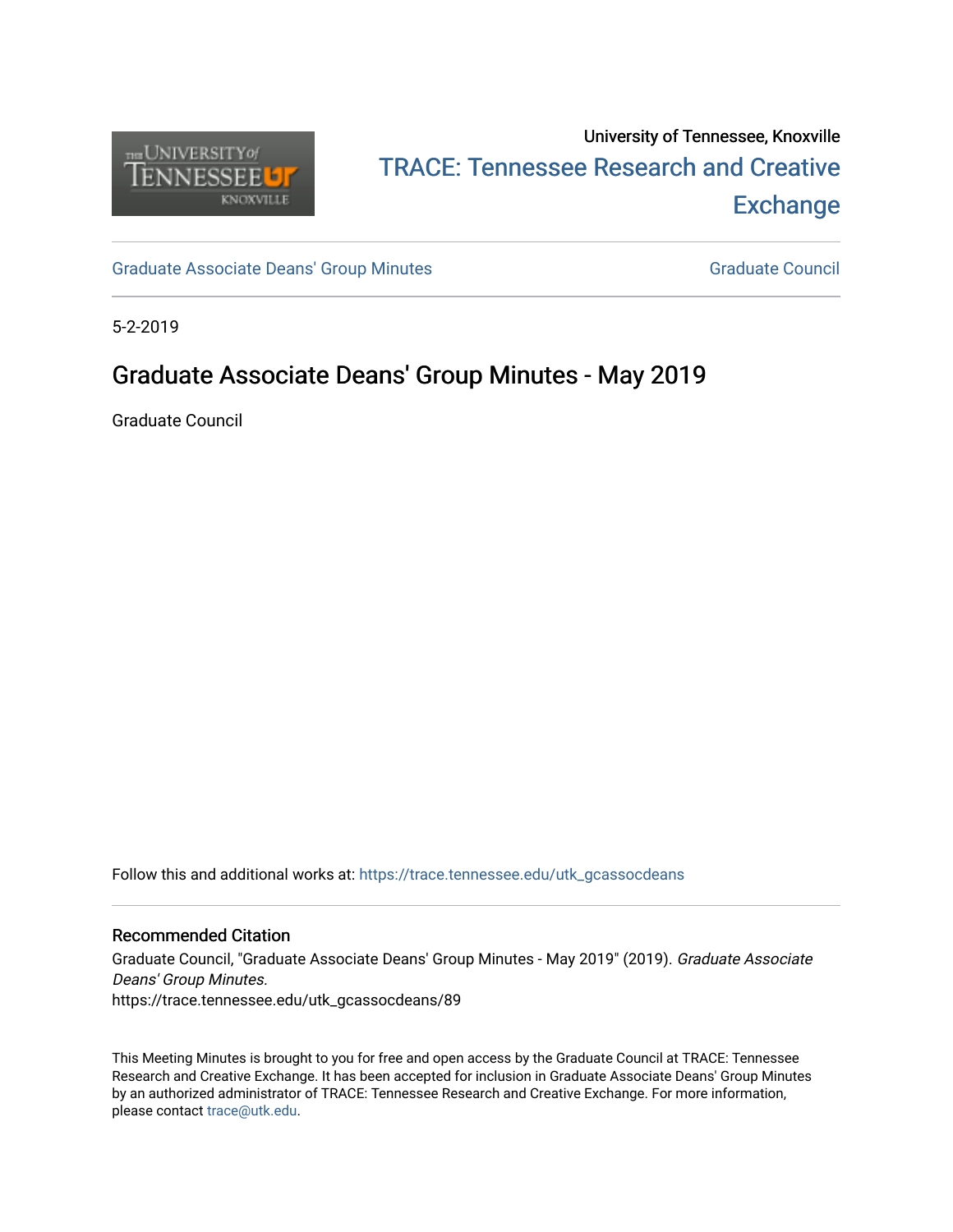University of Tennessee, Knoxville

TRACE: Tennessee Research and Creative Exchange

Graduate Associate Deans' Group Minutes

Graduate Council

5-2-2019

# Graduate Associate Deans' Group Minutes - May 2019

Graduate Council

Follow this and additional works at: https://trace.tennessee.edu/utk_gcassocdeans

### Recommended Citation

Graduate Council, "Graduate Associate Deans' Group Minutes - May 2019" (2019). *Graduate Associate Deans' Group Minutes.*
https://trace.tennessee.edu/utk_gcassocdeans/89

This Meeting Minutes is brought to you for free and open access by the Graduate Council at TRACE: Tennessee Research and Creative Exchange. It has been accepted for inclusion in Graduate Associate Deans' Group Minutes by an authorized administrator of TRACE: Tennessee Research and Creative Exchange. For more information, please contact trace@utk.edu.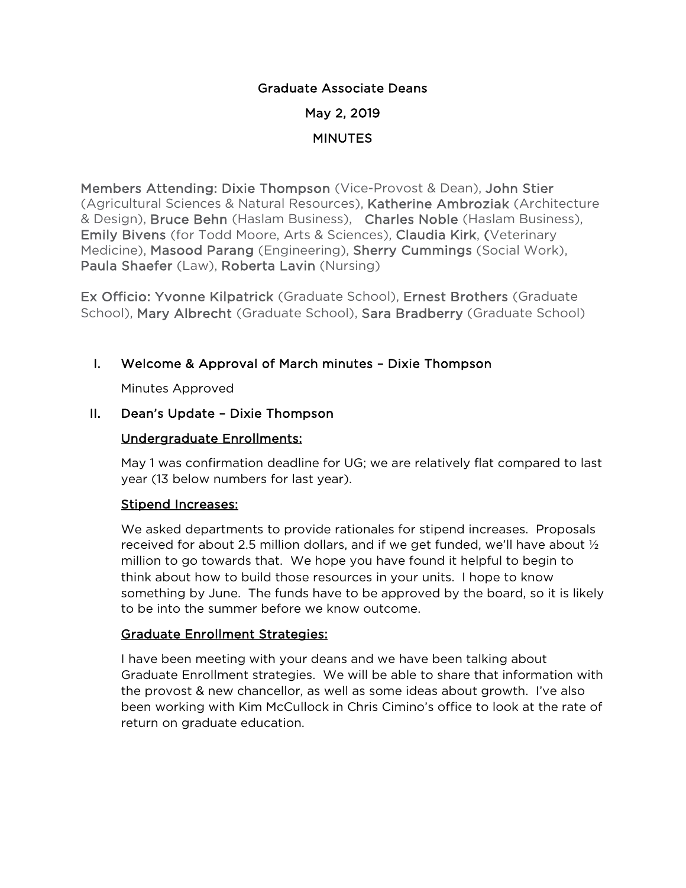# Graduate Associate Deans

## May 2, 2019

## MINUTES

**Members Attending:** Dixie Thompson (Vice-Provost & Dean), John Stier (Agricultural Sciences & Natural Resources), Katherine Ambroziak (Architecture & Design), Bruce Behn (Haslam Business), Charles Noble (Haslam Business), Emily Bivens (for Todd Moore, Arts & Sciences), Claudia Kirk, (Veterinary Medicine), Masood Parang (Engineering), Sherry Cummings (Social Work), Paula Shaefer (Law), Roberta Lavin (Nursing)

**Ex Officio:** Yvonne Kilpatrick (Graduate School), Ernest Brothers (Graduate School), Mary Albrecht (Graduate School), Sara Bradberry (Graduate School)

I. Welcome & Approval of March minutes – Dixie Thompson

   Minutes Approved

II. Dean's Update – Dixie Thompson

   Undergraduate Enrollments:

   May 1 was confirmation deadline for UG; we are relatively flat compared to last year (13 below numbers for last year).

   Stipend Increases:

   We asked departments to provide rationales for stipend increases. Proposals received for about 2.5 million dollars, and if we get funded, we'll have about ½ million to go towards that. We hope you have found it helpful to begin to think about how to build those resources in your units. I hope to know something by June. The funds have to be approved by the board, so it is likely to be into the summer before we know outcome.

   Graduate Enrollment Strategies:

   I have been meeting with your deans and we have been talking about Graduate Enrollment strategies. We will be able to share that information with the provost & new chancellor, as well as some ideas about growth. I've also been working with Kim McCullock in Chris Cimino's office to look at the rate of return on graduate education.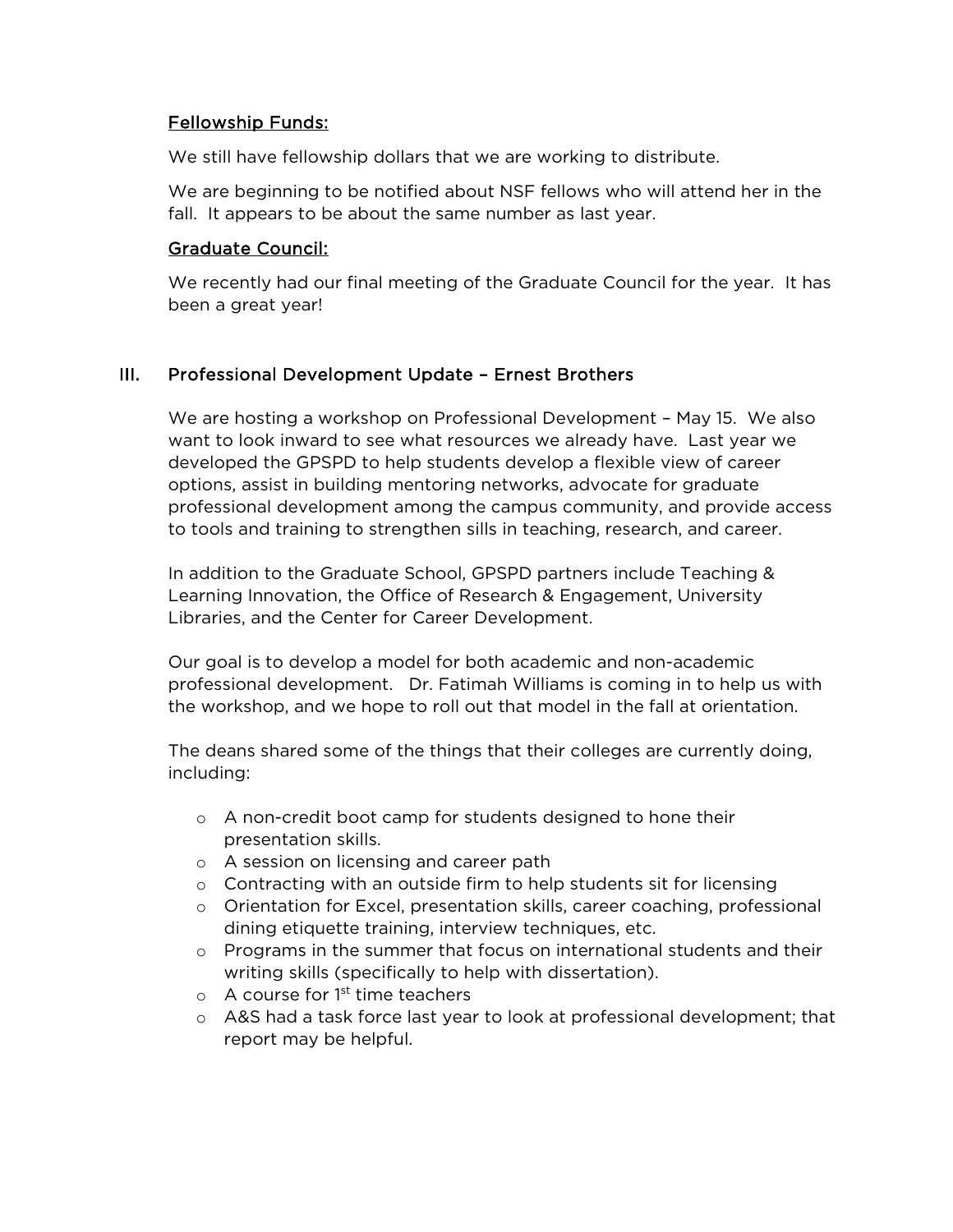<u>Fellowship Funds:</u>

We still have fellowship dollars that we are working to distribute.

We are beginning to be notified about NSF fellows who will attend her in the fall. It appears to be about the same number as last year.

<u>Graduate Council:</u>

We recently had our final meeting of the Graduate Council for the year. It has been a great year!

## III. Professional Development Update – Ernest Brothers

We are hosting a workshop on Professional Development – May 15. We also want to look inward to see what resources we already have. Last year we developed the GPSPD to help students develop a flexible view of career options, assist in building mentoring networks, advocate for graduate professional development among the campus community, and provide access to tools and training to strengthen sills in teaching, research, and career.

In addition to the Graduate School, GPSPD partners include Teaching & Learning Innovation, the Office of Research & Engagement, University Libraries, and the Center for Career Development.

Our goal is to develop a model for both academic and non-academic professional development. Dr. Fatimah Williams is coming in to help us with the workshop, and we hope to roll out that model in the fall at orientation.

The deans shared some of the things that their colleges are currently doing, including:

- A non-credit boot camp for students designed to hone their presentation skills.
- A session on licensing and career path
- Contracting with an outside firm to help students sit for licensing
- Orientation for Excel, presentation skills, career coaching, professional dining etiquette training, interview techniques, etc.
- Programs in the summer that focus on international students and their writing skills (specifically to help with dissertation).
- A course for 1st time teachers
- A&S had a task force last year to look at professional development; that report may be helpful.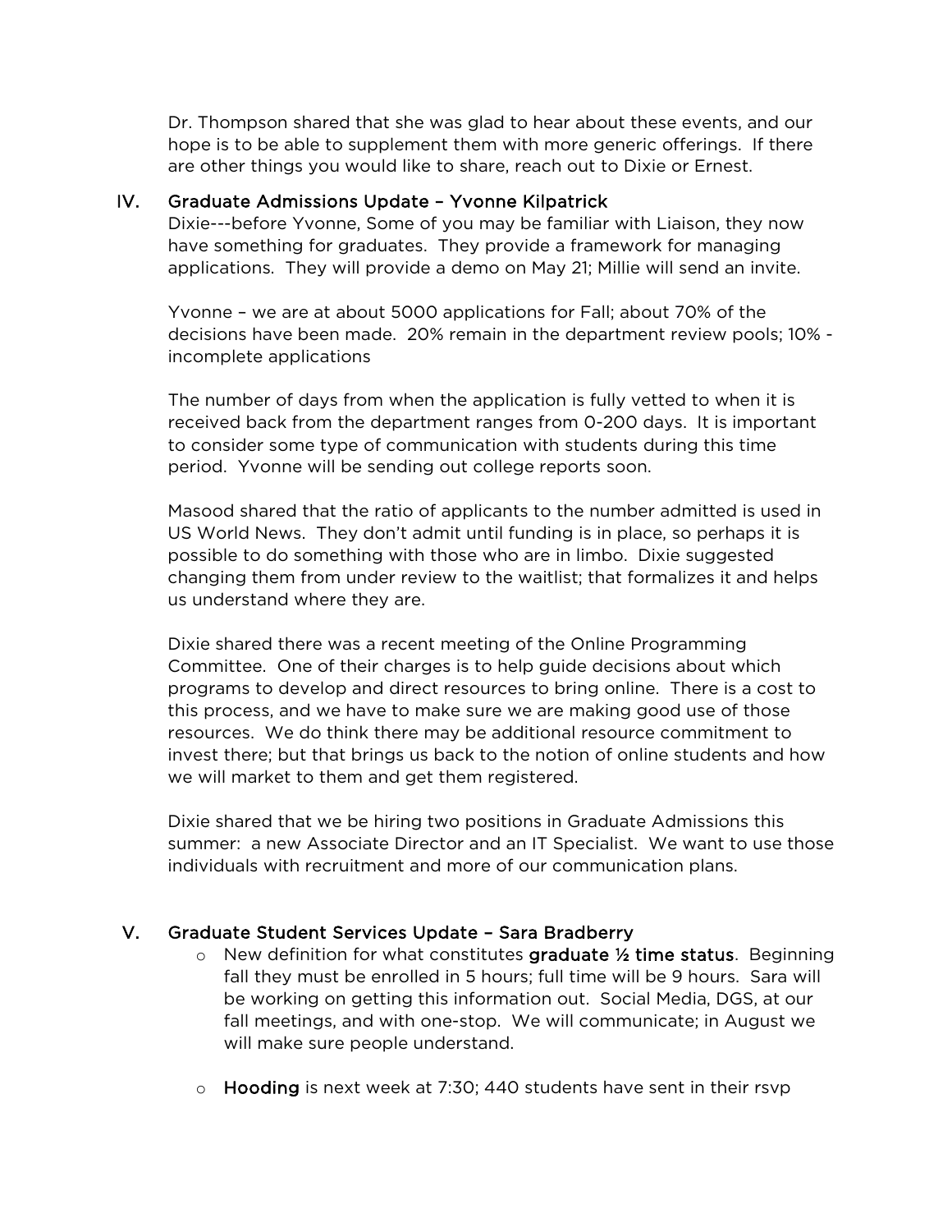Dr. Thompson shared that she was glad to hear about these events, and our hope is to be able to supplement them with more generic offerings. If there are other things you would like to share, reach out to Dixie or Ernest.

## IV. Graduate Admissions Update – Yvonne Kilpatrick

Dixie---before Yvonne, Some of you may be familiar with Liaison, they now have something for graduates. They provide a framework for managing applications. They will provide a demo on May 21; Millie will send an invite.

Yvonne – we are at about 5000 applications for Fall; about 70% of the decisions have been made. 20% remain in the department review pools; 10% - incomplete applications

The number of days from when the application is fully vetted to when it is received back from the department ranges from 0-200 days. It is important to consider some type of communication with students during this time period. Yvonne will be sending out college reports soon.

Masood shared that the ratio of applicants to the number admitted is used in US World News. They don't admit until funding is in place, so perhaps it is possible to do something with those who are in limbo. Dixie suggested changing them from under review to the waitlist; that formalizes it and helps us understand where they are.

Dixie shared there was a recent meeting of the Online Programming Committee. One of their charges is to help guide decisions about which programs to develop and direct resources to bring online. There is a cost to this process, and we have to make sure we are making good use of those resources. We do think there may be additional resource commitment to invest there; but that brings us back to the notion of online students and how we will market to them and get them registered.

Dixie shared that we be hiring two positions in Graduate Admissions this summer: a new Associate Director and an IT Specialist. We want to use those individuals with recruitment and more of our communication plans.

## V. Graduate Student Services Update – Sara Bradberry

- New definition for what constitutes **graduate ½ time status**. Beginning fall they must be enrolled in 5 hours; full time will be 9 hours. Sara will be working on getting this information out. Social Media, DGS, at our fall meetings, and with one-stop. We will communicate; in August we will make sure people understand.

- **Hooding** is next week at 7:30; 440 students have sent in their rsvp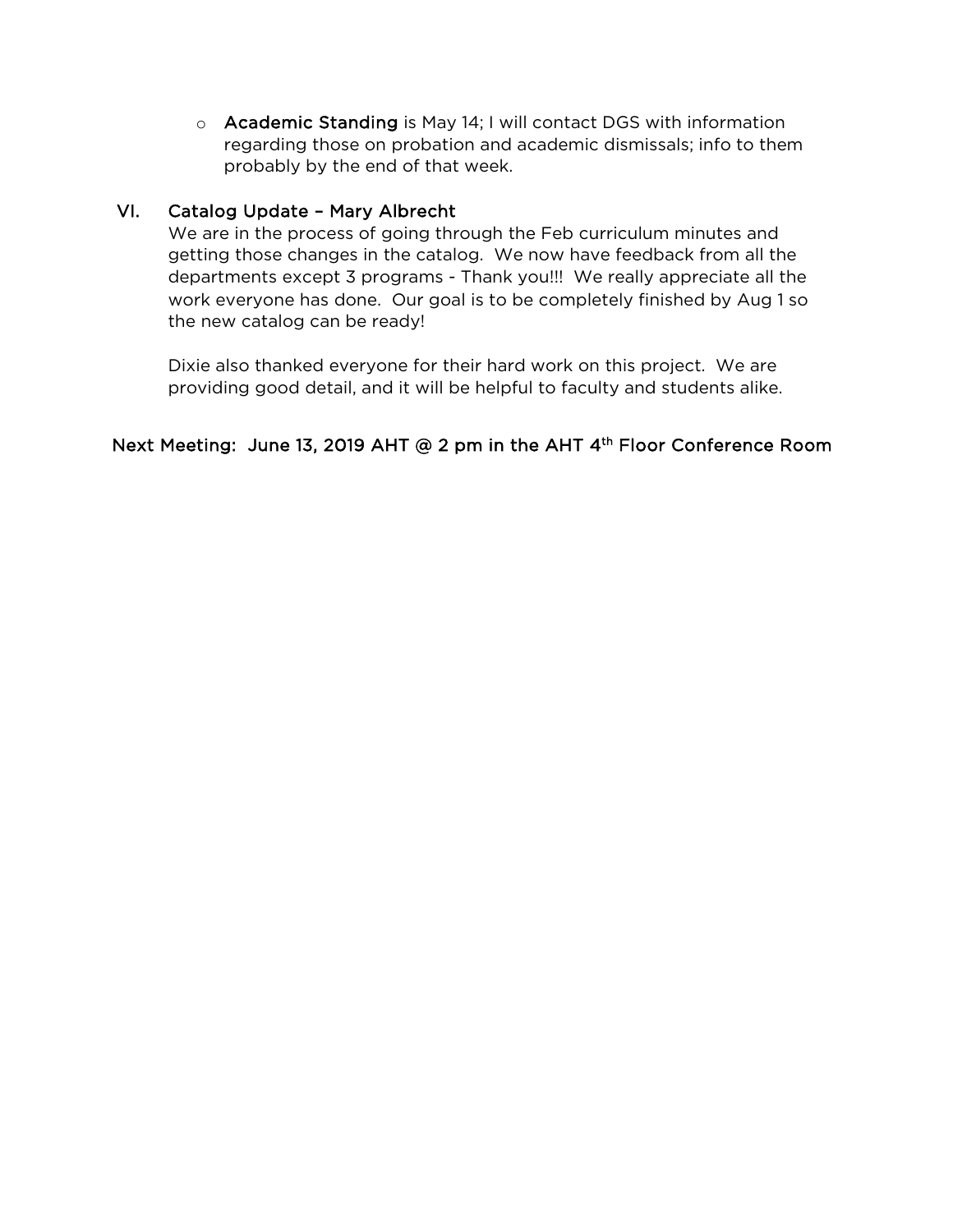- **Academic Standing** is May 14; I will contact DGS with information regarding those on probation and academic dismissals; info to them probably by the end of that week.

## VI. Catalog Update – Mary Albrecht

We are in the process of going through the Feb curriculum minutes and getting those changes in the catalog. We now have feedback from all the departments except 3 programs - Thank you!!! We really appreciate all the work everyone has done. Our goal is to be completely finished by Aug 1 so the new catalog can be ready!

Dixie also thanked everyone for their hard work on this project. We are providing good detail, and it will be helpful to faculty and students alike.

**Next Meeting: June 13, 2019 AHT @ 2 pm in the AHT 4th Floor Conference Room**